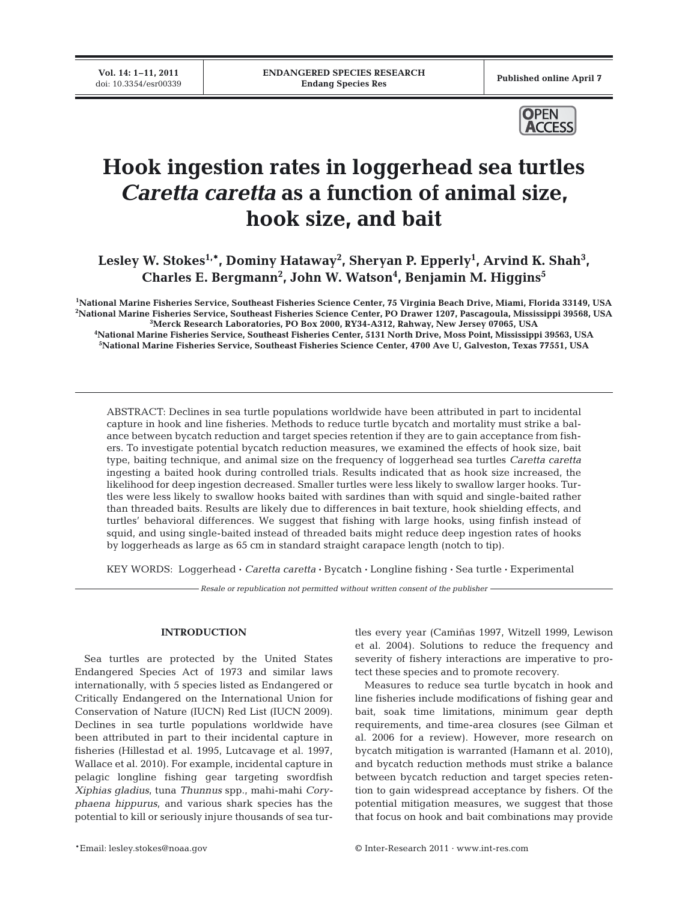# Hook ingestion rates in loggerhead sea turtles *Caretta caretta* as a function of animal size, hook size, and bait

**Lesley W. Stokes[1,*], Dominy Hataway[2], Sheryan P. Epperly[1], Arvind K. Shah[3], Charles E. Bergmann[2], John W. Watson[4], Benjamin M. Higgins[5]**

[1]National Marine Fisheries Service, Southeast Fisheries Science Center, 75 Virginia Beach Drive, Miami, Florida 33149, USA
[2]National Marine Fisheries Service, Southeast Fisheries Science Center, PO Drawer 1207, Pascagoula, Mississippi 39568, USA
[3]Merck Research Laboratories, PO Box 2000, RY34-A312, Rahway, New Jersey 07065, USA
[4]National Marine Fisheries Service, Southeast Fisheries Center, 5131 North Drive, Moss Point, Mississippi 39563, USA
[5]National Marine Fisheries Service, Southeast Fisheries Science Center, 4700 Ave U, Galveston, Texas 77551, USA

ABSTRACT: Declines in sea turtle populations worldwide have been attributed in part to incidental capture in hook and line fisheries. Methods to reduce turtle bycatch and mortality must strike a balance between bycatch reduction and target species retention if they are to gain acceptance from fishers. To investigate potential bycatch reduction measures, we examined the effects of hook size, bait type, baiting technique, and animal size on the frequency of loggerhead sea turtles *Caretta caretta* ingesting a baited hook during controlled trials. Results indicated that as hook size increased, the likelihood for deep ingestion decreased. Smaller turtles were less likely to swallow larger hooks. Turtles were less likely to swallow hooks baited with sardines than with squid and single-baited rather than threaded baits. Results are likely due to differences in bait texture, hook shielding effects, and turtles' behavioral differences. We suggest that fishing with large hooks, using finfish instead of squid, and using single-baited instead of threaded baits might reduce deep ingestion rates of hooks by loggerheads as large as 65 cm in standard straight carapace length (notch to tip).

KEY WORDS: Loggerhead · *Caretta caretta* · Bycatch · Longline fishing · Sea turtle · Experimental

*Resale or republication not permitted without written consent of the publisher*

## INTRODUCTION

Sea turtles are protected by the United States Endangered Species Act of 1973 and similar laws internationally, with 5 species listed as Endangered or Critically Endangered on the International Union for Conservation of Nature (IUCN) Red List (IUCN 2009). Declines in sea turtle populations worldwide have been attributed in part to their incidental capture in fisheries (Hillestad et al. 1995, Lutcavage et al. 1997, Wallace et al. 2010). For example, incidental capture in pelagic longline fishing gear targeting swordfish *Xiphias gladius*, tuna *Thunnus* spp., mahi-mahi *Coryphaena hippurus*, and various shark species has the potential to kill or seriously injure thousands of sea turtles every year (Camiñas 1997, Witzell 1999, Lewison et al. 2004). Solutions to reduce the frequency and severity of fishery interactions are imperative to protect these species and to promote recovery.

Measures to reduce sea turtle bycatch in hook and line fisheries include modifications of fishing gear and bait, soak time limitations, minimum gear depth requirements, and time-area closures (see Gilman et al. 2006 for a review). However, more research on bycatch mitigation is warranted (Hamann et al. 2010), and bycatch reduction methods must strike a balance between bycatch reduction and target species retention to gain widespread acceptance by fishers. Of the potential mitigation measures, we suggest that those that focus on hook and bait combinations may provide

*Email: lesley.stokes@noaa.gov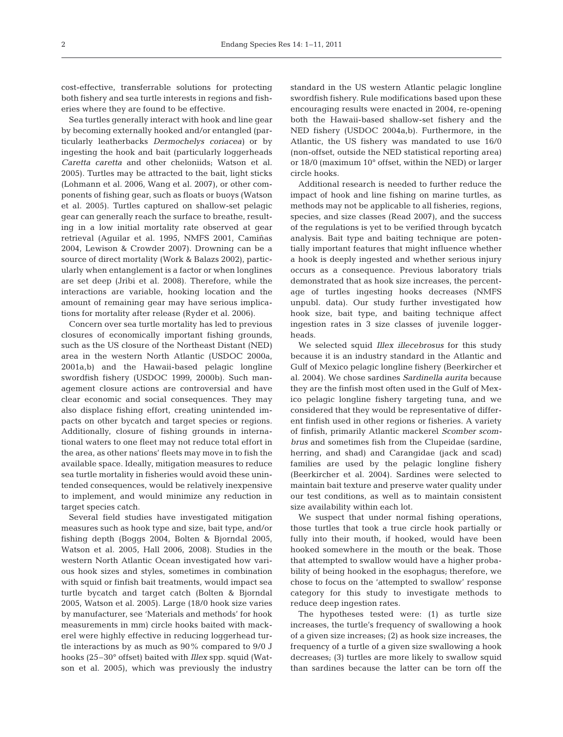cost-effective, transferrable solutions for protecting both fishery and sea turtle interests in regions and fisheries where they are found to be effective.

Sea turtles generally interact with hook and line gear by becoming externally hooked and/or entangled (particularly leatherbacks *Dermochelys coriacea*) or by ingesting the hook and bait (particularly loggerheads *Caretta caretta* and other cheloniids; Watson et al. 2005). Turtles may be attracted to the bait, light sticks (Lohmann et al. 2006, Wang et al. 2007), or other components of fishing gear, such as floats or buoys (Watson et al. 2005). Turtles captured on shallow-set pelagic gear can generally reach the surface to breathe, resulting in a low initial mortality rate observed at gear retrieval (Aguilar et al. 1995, NMFS 2001, Camiñas 2004, Lewison & Crowder 2007). Drowning can be a source of direct mortality (Work & Balazs 2002), particularly when entanglement is a factor or when longlines are set deep (Jribi et al. 2008). Therefore, while the interactions are variable, hooking location and the amount of remaining gear may have serious implications for mortality after release (Ryder et al. 2006).

Concern over sea turtle mortality has led to previous closures of economically important fishing grounds, such as the US closure of the Northeast Distant (NED) area in the western North Atlantic (USDOC 2000a, 2001a,b) and the Hawaii-based pelagic longline swordfish fishery (USDOC 1999, 2000b). Such management closure actions are controversial and have clear economic and social consequences. They may also displace fishing effort, creating unintended impacts on other bycatch and target species or regions. Additionally, closure of fishing grounds in international waters to one fleet may not reduce total effort in the area, as other nations' fleets may move in to fish the available space. Ideally, mitigation measures to reduce sea turtle mortality in fisheries would avoid these unintended consequences, would be relatively inexpensive to implement, and would minimize any reduction in target species catch.

Several field studies have investigated mitigation measures such as hook type and size, bait type, and/or fishing depth (Boggs 2004, Bolten & Bjorndal 2005, Watson et al. 2005, Hall 2006, 2008). Studies in the western North Atlantic Ocean investigated how various hook sizes and styles, sometimes in combination with squid or finfish bait treatments, would impact sea turtle bycatch and target catch (Bolten & Bjorndal 2005, Watson et al. 2005). Large (18/0 hook size varies by manufacturer, see 'Materials and methods' for hook measurements in mm) circle hooks baited with mackerel were highly effective in reducing loggerhead turtle interactions by as much as 90% compared to 9/0 J hooks (25–30° offset) baited with *Illex* spp. squid (Watson et al. 2005), which was previously the industry standard in the US western Atlantic pelagic longline swordfish fishery. Rule modifications based upon these encouraging results were enacted in 2004, re-opening both the Hawaii-based shallow-set fishery and the NED fishery (USDOC 2004a,b). Furthermore, in the Atlantic, the US fishery was mandated to use 16/0 (non-offset, outside the NED statistical reporting area) or 18/0 (maximum 10° offset, within the NED) or larger circle hooks.

Additional research is needed to further reduce the impact of hook and line fishing on marine turtles, as methods may not be applicable to all fisheries, regions, species, and size classes (Read 2007), and the success of the regulations is yet to be verified through bycatch analysis. Bait type and baiting technique are potentially important features that might influence whether a hook is deeply ingested and whether serious injury occurs as a consequence. Previous laboratory trials demonstrated that as hook size increases, the percentage of turtles ingesting hooks decreases (NMFS unpubl. data). Our study further investigated how hook size, bait type, and baiting technique affect ingestion rates in 3 size classes of juvenile loggerheads.

We selected squid *Illex illecebrosus* for this study because it is an industry standard in the Atlantic and Gulf of Mexico pelagic longline fishery (Beerkircher et al. 2004). We chose sardines *Sardinella aurita* because they are the finfish most often used in the Gulf of Mexico pelagic longline fishery targeting tuna, and we considered that they would be representative of different finfish used in other regions or fisheries. A variety of finfish, primarily Atlantic mackerel *Scomber scombrus* and sometimes fish from the Clupeidae (sardine, herring, and shad) and Carangidae (jack and scad) families are used by the pelagic longline fishery (Beerkircher et al. 2004). Sardines were selected to maintain bait texture and preserve water quality under our test conditions, as well as to maintain consistent size availability within each lot.

We suspect that under normal fishing operations, those turtles that took a true circle hook partially or fully into their mouth, if hooked, would have been hooked somewhere in the mouth or the beak. Those that attempted to swallow would have a higher probability of being hooked in the esophagus; therefore, we chose to focus on the 'attempted to swallow' response category for this study to investigate methods to reduce deep ingestion rates.

The hypotheses tested were: (1) as turtle size increases, the turtle's frequency of swallowing a hook of a given size increases; (2) as hook size increases, the frequency of a turtle of a given size swallowing a hook decreases; (3) turtles are more likely to swallow squid than sardines because the latter can be torn off the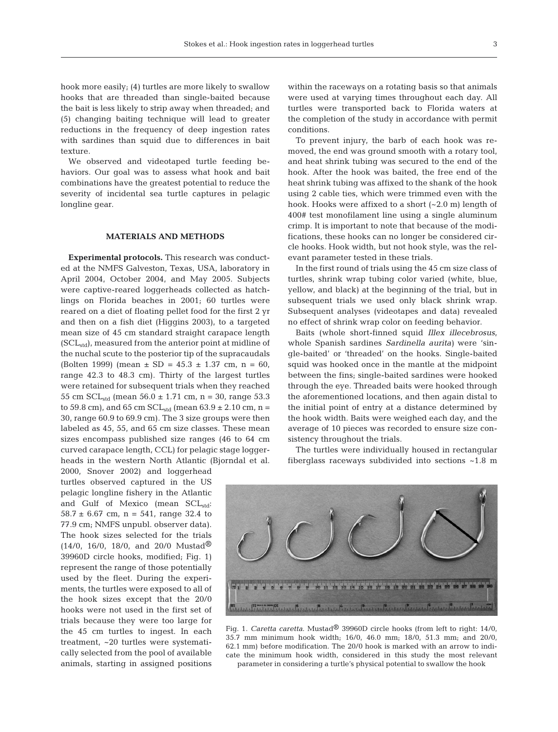hook more easily; (4) turtles are more likely to swallow hooks that are threaded than single-baited because the bait is less likely to strip away when threaded; and (5) changing baiting technique will lead to greater reductions in the frequency of deep ingestion rates with sardines than squid due to differences in bait texture.

We observed and videotaped turtle feeding behaviors. Our goal was to assess what hook and bait combinations have the greatest potential to reduce the severity of incidental sea turtle captures in pelagic longline gear.

## MATERIALS AND METHODS

**Experimental protocols.** This research was conducted at the NMFS Galveston, Texas, USA, laboratory in April 2004, October 2004, and May 2005. Subjects were captive-reared loggerheads collected as hatchlings on Florida beaches in 2001; 60 turtles were reared on a diet of floating pellet food for the first 2 yr and then on a fish diet (Higgins 2003), to a targeted mean size of 45 cm standard straight carapace length ($SCL_{std}$), measured from the anterior point at midline of the nuchal scute to the posterior tip of the supracaudals (Bolten 1999) (mean ± SD = 45.3 ± 1.37 cm, n = 60, range 42.3 to 48.3 cm). Thirty of the largest turtles were retained for subsequent trials when they reached 55 cm $SCL_{std}$ (mean 56.0 ± 1.71 cm, n = 30, range 53.3 to 59.8 cm), and 65 cm $SCL_{std}$ (mean 63.9 ± 2.10 cm, n = 30, range 60.9 to 69.9 cm). The 3 size groups were then labeled as 45, 55, and 65 cm size classes. These mean sizes encompass published size ranges (46 to 64 cm curved carapace length, CCL) for pelagic stage loggerheads in the western North Atlantic (Bjorndal et al. 2000, Snover 2002) and loggerhead turtles observed captured in the US pelagic longline fishery in the Atlantic and Gulf of Mexico (mean $SCL_{std}$: 58.7 ± 6.67 cm, n = 541, range 32.4 to 77.9 cm; NMFS unpubl. observer data). The hook sizes selected for the trials (14/0, 16/0, 18/0, and 20/0 Mustad® 39960D circle hooks, modified; Fig. 1) represent the range of those potentially used by the fleet. During the experiments, the turtles were exposed to all of the hook sizes except that the 20/0 hooks were not used in the first set of trials because they were too large for the 45 cm turtles to ingest. In each treatment, ~20 turtles were systematically selected from the pool of available animals, starting in assigned positions within the raceways on a rotating basis so that animals were used at varying times throughout each day. All turtles were transported back to Florida waters at the completion of the study in accordance with permit conditions.

To prevent injury, the barb of each hook was removed, the end was ground smooth with a rotary tool, and heat shrink tubing was secured to the end of the hook. After the hook was baited, the free end of the heat shrink tubing was affixed to the shank of the hook using 2 cable ties, which were trimmed even with the hook. Hooks were affixed to a short (~2.0 m) length of 400# test monofilament line using a single aluminum crimp. It is important to note that because of the modifications, these hooks can no longer be considered circle hooks. Hook width, but not hook style, was the relevant parameter tested in these trials.

In the first round of trials using the 45 cm size class of turtles, shrink wrap tubing color varied (white, blue, yellow, and black) at the beginning of the trial, but in subsequent trials we used only black shrink wrap. Subsequent analyses (videotapes and data) revealed no effect of shrink wrap color on feeding behavior.

Baits (whole short-finned squid *Illex illecebrosus*, whole Spanish sardines *Sardinella aurita*) were 'single-baited' or 'threaded' on the hooks. Single-baited squid was hooked once in the mantle at the midpoint between the fins; single-baited sardines were hooked through the eye. Threaded baits were hooked through the aforementioned locations, and then again distal to the initial point of entry at a distance determined by the hook width. Baits were weighed each day, and the average of 10 pieces was recorded to ensure size consistency throughout the trials.

The turtles were individually housed in rectangular fiberglass raceways subdivided into sections ~1.8 m

Fig. 1. *Caretta caretta.* Mustad® 39960D circle hooks (from left to right: 14/0, 35.7 mm minimum hook width; 16/0, 46.0 mm; 18/0, 51.3 mm; and 20/0, 62.1 mm) before modification. The 20/0 hook is marked with an arrow to indicate the minimum hook width, considered in this study the most relevant parameter in considering a turtle's physical potential to swallow the hook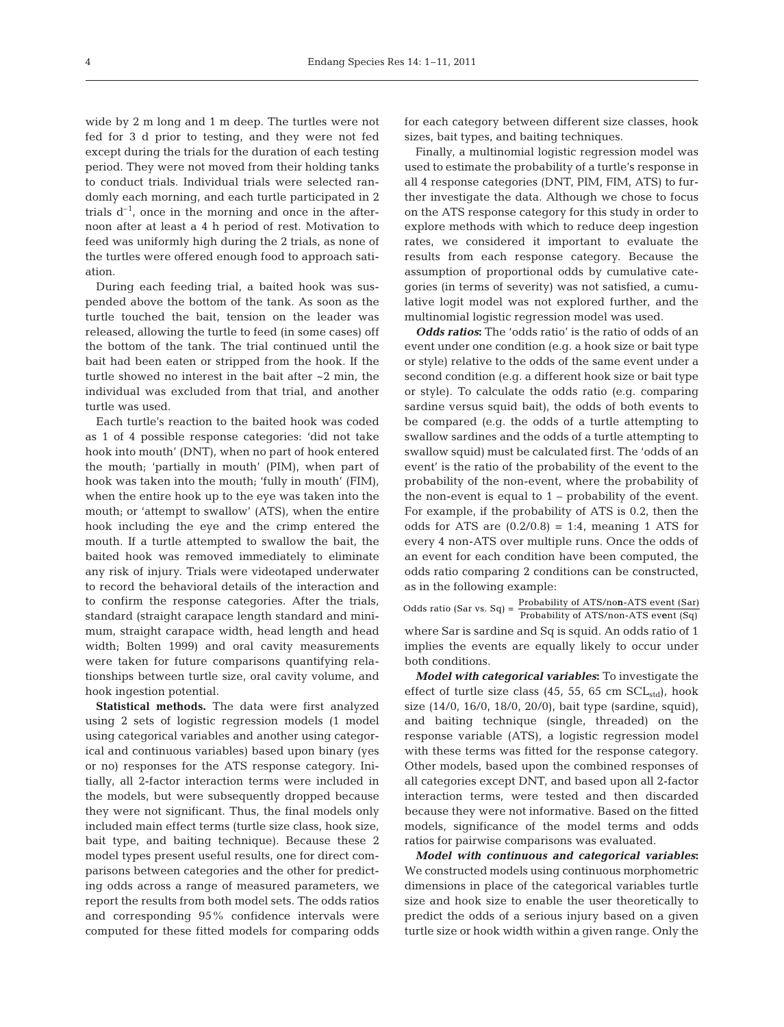wide by 2 m long and 1 m deep. The turtles were not fed for 3 d prior to testing, and they were not fed except during the trials for the duration of each testing period. They were not moved from their holding tanks to conduct trials. Individual trials were selected randomly each morning, and each turtle participated in 2 trials $d^{-1}$, once in the morning and once in the afternoon after at least a 4 h period of rest. Motivation to feed was uniformly high during the 2 trials, as none of the turtles were offered enough food to approach satiation.

During each feeding trial, a baited hook was suspended above the bottom of the tank. As soon as the turtle touched the bait, tension on the leader was released, allowing the turtle to feed (in some cases) off the bottom of the tank. The trial continued until the bait had been eaten or stripped from the hook. If the turtle showed no interest in the bait after ~2 min, the individual was excluded from that trial, and another turtle was used.

Each turtle's reaction to the baited hook was coded as 1 of 4 possible response categories: 'did not take hook into mouth' (DNT), when no part of hook entered the mouth; 'partially in mouth' (PIM), when part of hook was taken into the mouth; 'fully in mouth' (FIM), when the entire hook up to the eye was taken into the mouth; or 'attempt to swallow' (ATS), when the entire hook including the eye and the crimp entered the mouth. If a turtle attempted to swallow the bait, the baited hook was removed immediately to eliminate any risk of injury. Trials were videotaped underwater to record the behavioral details of the interaction and to confirm the response categories. After the trials, standard (straight carapace length standard and minimum, straight carapace width, head length and head width; Bolten 1999) and oral cavity measurements were taken for future comparisons quantifying relationships between turtle size, oral cavity volume, and hook ingestion potential.

**Statistical methods.** The data were first analyzed using 2 sets of logistic regression models (1 model using categorical variables and another using categorical and continuous variables) based upon binary (yes or no) responses for the ATS response category. Initially, all 2-factor interaction terms were included in the models, but were subsequently dropped because they were not significant. Thus, the final models only included main effect terms (turtle size class, hook size, bait type, and baiting technique). Because these 2 model types present useful results, one for direct comparisons between categories and the other for predicting odds across a range of measured parameters, we report the results from both model sets. The odds ratios and corresponding 95% confidence intervals were computed for these fitted models for comparing odds for each category between different size classes, hook sizes, bait types, and baiting techniques.

Finally, a multinomial logistic regression model was used to estimate the probability of a turtle's response in all 4 response categories (DNT, PIM, FIM, ATS) to further investigate the data. Although we chose to focus on the ATS response category for this study in order to explore methods with which to reduce deep ingestion rates, we considered it important to evaluate the results from each response category. Because the assumption of proportional odds by cumulative categories (in terms of severity) was not satisfied, a cumulative logit model was not explored further, and the multinomial logistic regression model was used.

***Odds ratios:*** The 'odds ratio' is the ratio of odds of an event under one condition (e.g. a hook size or bait type or style) relative to the odds of the same event under a second condition (e.g. a different hook size or bait type or style). To calculate the odds ratio (e.g. comparing sardine versus squid bait), the odds of both events to be compared (e.g. the odds of a turtle attempting to swallow sardines and the odds of a turtle attempting to swallow squid) must be calculated first. The 'odds of an event' is the ratio of the probability of the event to the probability of the non-event, where the probability of the non-event is equal to 1 – probability of the event. For example, if the probability of ATS is 0.2, then the odds for ATS are (0.2/0.8) = 1:4, meaning 1 ATS for every 4 non-ATS over multiple runs. Once the odds of an event for each condition have been computed, the odds ratio comparing 2 conditions can be constructed, as in the following example:

$$\text{Odds ratio (Sar vs. Sq)} = \frac{\text{Probability of ATS/non-ATS event (Sar)}}{\text{Probability of ATS/non-ATS event (Sq)}}$$

where Sar is sardine and Sq is squid. An odds ratio of 1 implies the events are equally likely to occur under both conditions.

***Model with categorical variables:*** To investigate the effect of turtle size class (45, 55, 65 cm $SCL_{std}$), hook size (14/0, 16/0, 18/0, 20/0), bait type (sardine, squid), and baiting technique (single, threaded) on the response variable (ATS), a logistic regression model with these terms was fitted for the response category. Other models, based upon the combined responses of all categories except DNT, and based upon all 2-factor interaction terms, were tested and then discarded because they were not informative. Based on the fitted models, significance of the model terms and odds ratios for pairwise comparisons was evaluated.

***Model with continuous and categorical variables:*** We constructed models using continuous morphometric dimensions in place of the categorical variables turtle size and hook size to enable the user theoretically to predict the odds of a serious injury based on a given turtle size or hook width within a given range. Only the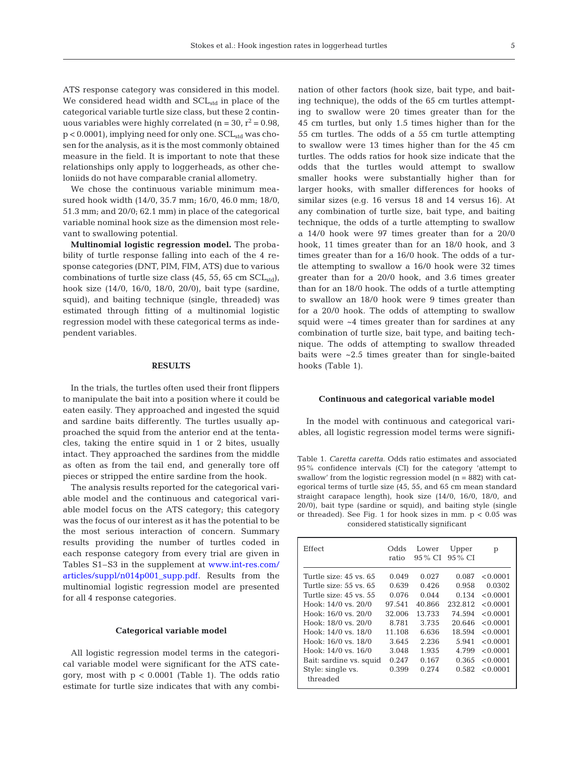ATS response category was considered in this model. We considered head width and $SCL_{std}$ in place of the categorical variable turtle size class, but these 2 continuous variables were highly correlated ($n = 30$, $r^2 = 0.98$, $p < 0.0001$), implying need for only one. $SCL_{std}$ was chosen for the analysis, as it is the most commonly obtained measure in the field. It is important to note that these relationships only apply to loggerheads, as other cheloniids do not have comparable cranial allometry.

We chose the continuous variable minimum measured hook width (14/0, 35.7 mm; 16/0, 46.0 mm; 18/0, 51.3 mm; and 20/0; 62.1 mm) in place of the categorical variable nominal hook size as the dimension most relevant to swallowing potential.

**Multinomial logistic regression model.** The probability of turtle response falling into each of the 4 response categories (DNT, PIM, FIM, ATS) due to various combinations of turtle size class (45, 55, 65 cm $SCL_{std}$), hook size (14/0, 16/0, 18/0, 20/0), bait type (sardine, squid), and baiting technique (single, threaded) was estimated through fitting of a multinomial logistic regression model with these categorical terms as independent variables.

## RESULTS

In the trials, the turtles often used their front flippers to manipulate the bait into a position where it could be eaten easily. They approached and ingested the squid and sardine baits differently. The turtles usually approached the squid from the anterior end at the tentacles, taking the entire squid in 1 or 2 bites, usually intact. They approached the sardines from the middle as often as from the tail end, and generally tore off pieces or stripped the entire sardine from the hook.

The analysis results reported for the categorical variable model and the continuous and categorical variable model focus on the ATS category; this category was the focus of our interest as it has the potential to be the most serious interaction of concern. Summary results providing the number of turtles coded in each response category from every trial are given in Tables S1–S3 in the supplement at www.int-res.com/articles/suppl/n014p001_supp.pdf. Results from the multinomial logistic regression model are presented for all 4 response categories.

### Categorical variable model

All logistic regression model terms in the categorical variable model were significant for the ATS category, most with $p < 0.0001$ (Table 1). The odds ratio estimate for turtle size indicates that with any combination of other factors (hook size, bait type, and baiting technique), the odds of the 65 cm turtles attempting to swallow were 20 times greater than for the 45 cm turtles, but only 1.5 times higher than for the 55 cm turtles. The odds of a 55 cm turtle attempting to swallow were 13 times higher than for the 45 cm turtles. The odds ratios for hook size indicate that the odds that the turtles would attempt to swallow smaller hooks were substantially higher than for larger hooks, with smaller differences for hooks of similar sizes (e.g. 16 versus 18 and 14 versus 16). At any combination of turtle size, bait type, and baiting technique, the odds of a turtle attempting to swallow a 14/0 hook were 97 times greater than for a 20/0 hook, 11 times greater than for an 18/0 hook, and 3 times greater than for a 16/0 hook. The odds of a turtle attempting to swallow a 16/0 hook were 32 times greater than for a 20/0 hook, and 3.6 times greater than for an 18/0 hook. The odds of a turtle attempting to swallow an 18/0 hook were 9 times greater than for a 20/0 hook. The odds of attempting to swallow squid were ~4 times greater than for sardines at any combination of turtle size, bait type, and baiting technique. The odds of attempting to swallow threaded baits were ~2.5 times greater than for single-baited hooks (Table 1).

### Continuous and categorical variable model

In the model with continuous and categorical variables, all logistic regression model terms were signifi-

Table 1. *Caretta caretta*. Odds ratio estimates and associated 95% confidence intervals (CI) for the category 'attempt to swallow' from the logistic regression model ($n = 882$) with categorical terms of turtle size (45, 55, and 65 cm mean standard straight carapace length), hook size (14/0, 16/0, 18/0, and 20/0), bait type (sardine or squid), and baiting style (single or threaded). See Fig. 1 for hook sizes in mm. $p < 0.05$ was considered statistically significant

| Effect | Odds ratio | Lower 95% CI | Upper 95% CI | p |
|---|---|---|---|---|
| Turtle size: 45 vs. 65 | 0.049 | 0.027 | 0.087 | <0.0001 |
| Turtle size: 55 vs. 65 | 0.639 | 0.426 | 0.958 | 0.0302 |
| Turtle size: 45 vs. 55 | 0.076 | 0.044 | 0.134 | <0.0001 |
| Hook: 14/0 vs. 20/0 | 97.541 | 40.866 | 232.812 | <0.0001 |
| Hook: 16/0 vs. 20/0 | 32.006 | 13.733 | 74.594 | <0.0001 |
| Hook: 18/0 vs. 20/0 | 8.781 | 3.735 | 20.646 | <0.0001 |
| Hook: 14/0 vs. 18/0 | 11.108 | 6.636 | 18.594 | <0.0001 |
| Hook: 16/0 vs. 18/0 | 3.645 | 2.236 | 5.941 | <0.0001 |
| Hook: 14/0 vs. 16/0 | 3.048 | 1.935 | 4.799 | <0.0001 |
| Bait: sardine vs. squid | 0.247 | 0.167 | 0.365 | <0.0001 |
| Style: single vs. threaded | 0.399 | 0.274 | 0.582 | <0.0001 |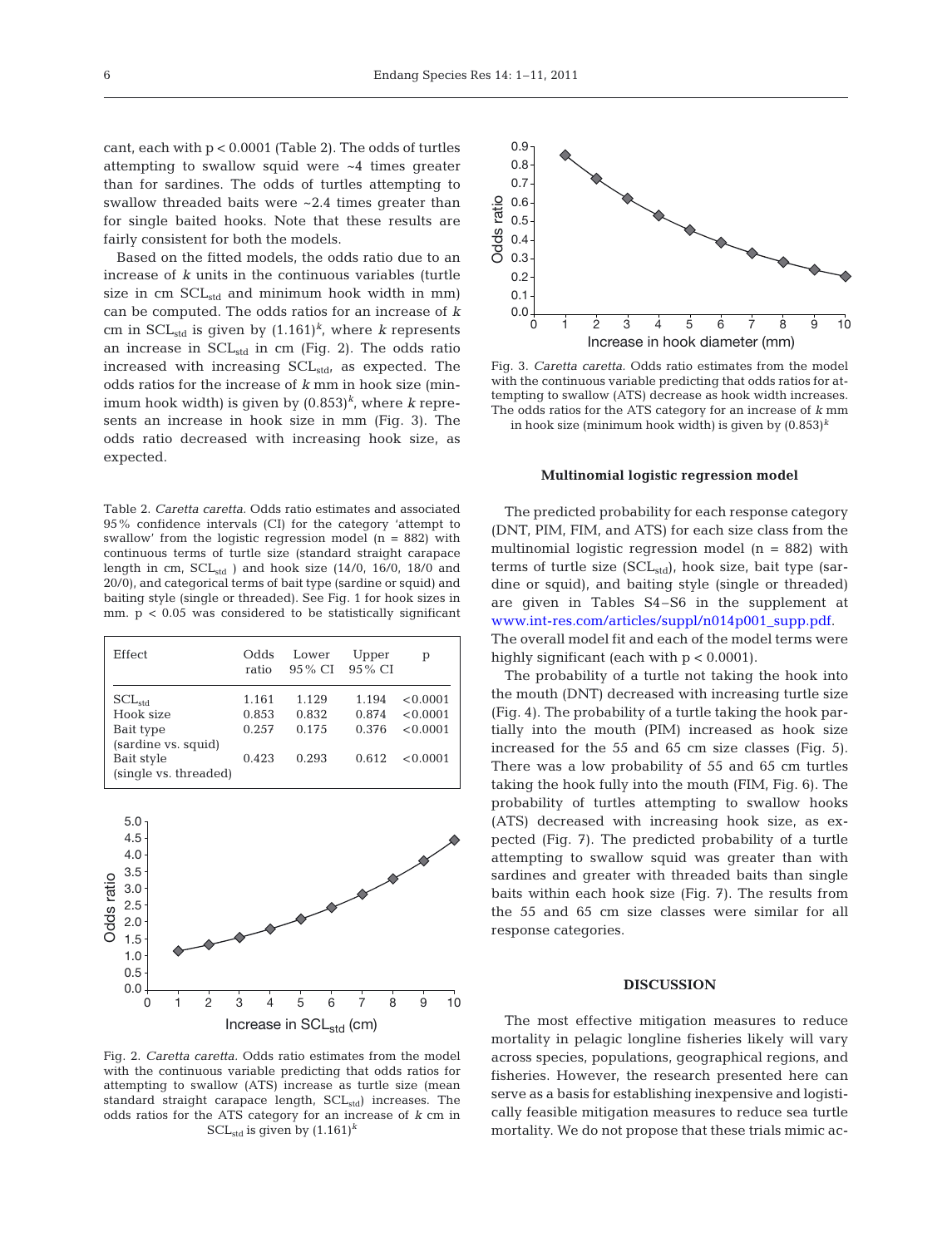cant, each with $p < 0.0001$ (Table 2). The odds of turtles attempting to swallow squid were ~4 times greater than for sardines. The odds of turtles attempting to swallow threaded baits were ~2.4 times greater than for single baited hooks. Note that these results are fairly consistent for both the models.

Based on the fitted models, the odds ratio due to an increase of $k$ units in the continuous variables (turtle size in cm $SCL_{std}$ and minimum hook width in mm) can be computed. The odds ratios for an increase of $k$ cm in $SCL_{std}$ is given by $(1.161)^k$, where $k$ represents an increase in $SCL_{std}$ in cm (Fig. 2). The odds ratio increased with increasing $SCL_{std}$, as expected. The odds ratios for the increase of $k$ mm in hook size (minimum hook width) is given by $(0.853)^k$, where $k$ represents an increase in hook size in mm (Fig. 3). The odds ratio decreased with increasing hook size, as expected.

Table 2. *Caretta caretta.* Odds ratio estimates and associated 95% confidence intervals (CI) for the category 'attempt to swallow' from the logistic regression model (n = 882) with continuous terms of turtle size (standard straight carapace length in cm, $SCL_{std}$ ) and hook size (14/0, 16/0, 18/0 and 20/0), and categorical terms of bait type (sardine or squid) and baiting style (single or threaded). See Fig. 1 for hook sizes in mm. $p < 0.05$ was considered to be statistically significant

| Effect | Odds ratio | Lower 95% CI | Upper 95% CI | p |
|---|---|---|---|---|
| $SCL_{std}$ | 1.161 | 1.129 | 1.194 | <0.0001 |
| Hook size | 0.853 | 0.832 | 0.874 | <0.0001 |
| Bait type (sardine vs. squid) | 0.257 | 0.175 | 0.376 | <0.0001 |
| Bait style (single vs. threaded) | 0.423 | 0.293 | 0.612 | <0.0001 |

Fig. 2. *Caretta caretta.* Odds ratio estimates from the model with the continuous variable predicting that odds ratios for attempting to swallow (ATS) increase as turtle size (mean standard straight carapace length, $SCL_{std}$) increases. The odds ratios for the ATS category for an increase of $k$ cm in $SCL_{std}$ is given by $(1.161)^k$

Fig. 3. *Caretta caretta.* Odds ratio estimates from the model with the continuous variable predicting that odds ratios for attempting to swallow (ATS) decrease as hook width increases. The odds ratios for the ATS category for an increase of $k$ mm in hook size (minimum hook width) is given by $(0.853)^k$

#### Multinomial logistic regression model

The predicted probability for each response category (DNT, PIM, FIM, and ATS) for each size class from the multinomial logistic regression model (n = 882) with terms of turtle size ($SCL_{std}$), hook size, bait type (sardine or squid), and baiting style (single or threaded) are given in Tables S4–S6 in the supplement at www.int-res.com/articles/suppl/n014p001_supp.pdf. The overall model fit and each of the model terms were highly significant (each with $p < 0.0001$).

The probability of a turtle not taking the hook into the mouth (DNT) decreased with increasing turtle size (Fig. 4). The probability of a turtle taking the hook partially into the mouth (PIM) increased as hook size increased for the 55 and 65 cm size classes (Fig. 5). There was a low probability of 55 and 65 cm turtles taking the hook fully into the mouth (FIM, Fig. 6). The probability of turtles attempting to swallow hooks (ATS) decreased with increasing hook size, as expected (Fig. 7). The predicted probability of a turtle attempting to swallow squid was greater than with sardines and greater with threaded baits than single baits within each hook size (Fig. 7). The results from the 55 and 65 cm size classes were similar for all response categories.

## DISCUSSION

The most effective mitigation measures to reduce mortality in pelagic longline fisheries likely will vary across species, populations, geographical regions, and fisheries. However, the research presented here can serve as a basis for establishing inexpensive and logistically feasible mitigation measures to reduce sea turtle mortality. We do not propose that these trials mimic ac-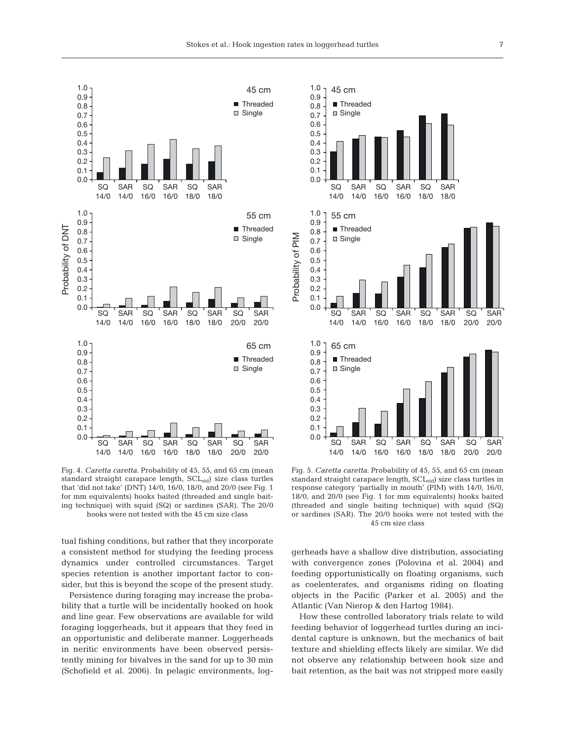Fig. 4. *Caretta caretta.* Probability of 45, 55, and 65 cm (mean standard straight carapace length, $SCL_{std}$) size class turtles that 'did not take' (DNT) 14/0, 16/0, 18/0, and 20/0 (see Fig. 1 for mm equivalents) hooks baited (threaded and single baiting technique) with squid (SQ) or sardines (SAR). The 20/0 hooks were not tested with the 45 cm size class

Fig. 5. *Caretta caretta.* Probability of 45, 55, and 65 cm (mean standard straight carapace length, $SCL_{std}$) size class turtles in response category 'partially in mouth' (PIM) with 14/0, 16/0, 18/0, and 20/0 (see Fig. 1 for mm equivalents) hooks baited (threaded and single baiting technique) with squid (SQ) or sardines (SAR). The 20/0 hooks were not tested with the 45 cm size class

tual fishing conditions, but rather that they incorporate a consistent method for studying the feeding process dynamics under controlled circumstances. Target species retention is another important factor to consider, but this is beyond the scope of the present study.

Persistence during foraging may increase the probability that a turtle will be incidentally hooked on hook and line gear. Few observations are available for wild foraging loggerheads, but it appears that they feed in an opportunistic and deliberate manner. Loggerheads in neritic environments have been observed persistently mining for bivalves in the sand for up to 30 min (Schofield et al. 2006). In pelagic environments, loggerheads have a shallow dive distribution, associating with convergence zones (Polovina et al. 2004) and feeding opportunistically on floating organisms, such as coelenterates, and organisms riding on floating objects in the Pacific (Parker et al. 2005) and the Atlantic (Van Nierop & den Hartog 1984).

How these controlled laboratory trials relate to wild feeding behavior of loggerhead turtles during an incidental capture is unknown, but the mechanics of bait texture and shielding effects likely are similar. We did not observe any relationship between hook size and bait retention, as the bait was not stripped more easily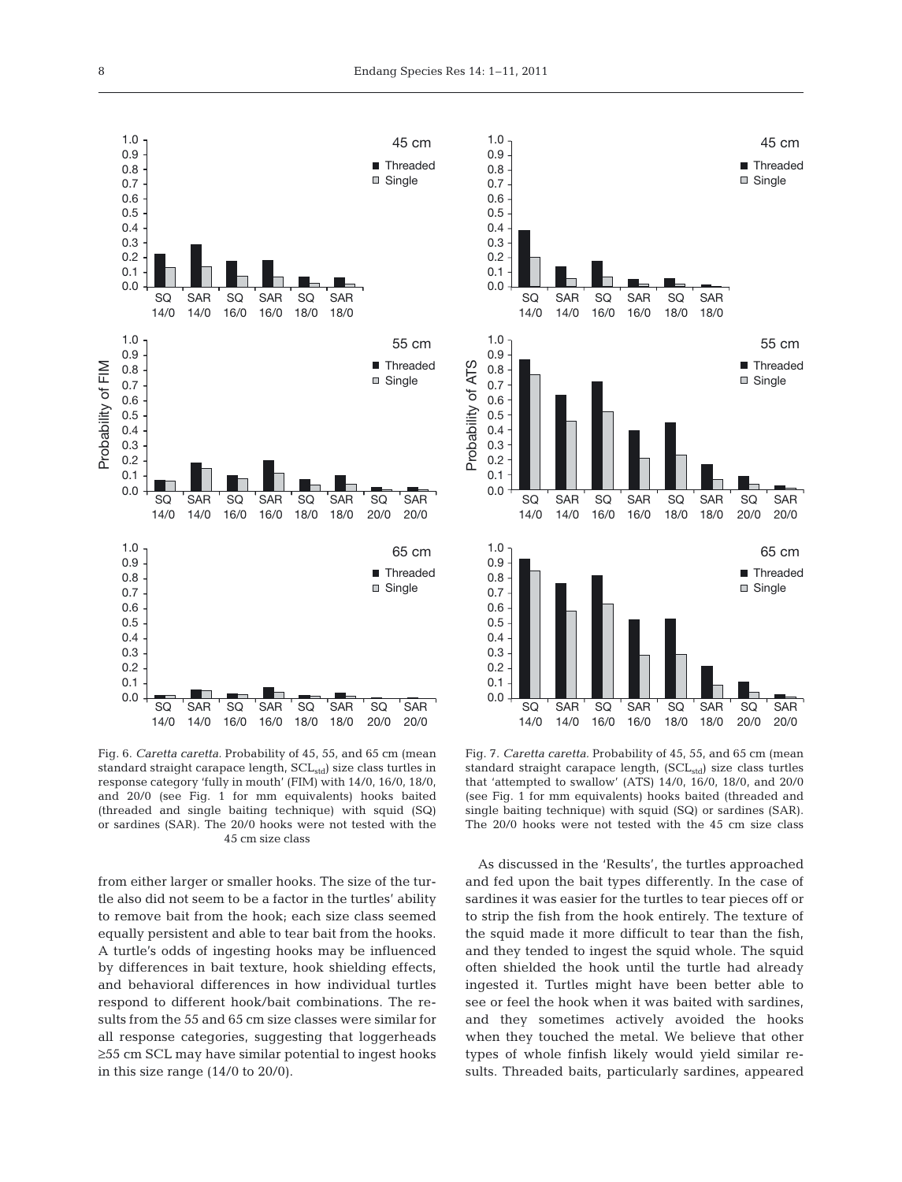Fig. 6. *Caretta caretta*. Probability of 45, 55, and 65 cm (mean standard straight carapace length, $SCL_{std}$) size class turtles in response category 'fully in mouth' (FIM) with 14/0, 16/0, 18/0, and 20/0 (see Fig. 1 for mm equivalents) hooks baited (threaded and single baiting technique) with squid (SQ) or sardines (SAR). The 20/0 hooks were not tested with the 45 cm size class

Fig. 7. *Caretta caretta*. Probability of 45, 55, and 65 cm (mean standard straight carapace length, ($SCL_{std}$) size class turtles that 'attempted to swallow' (ATS) 14/0, 16/0, 18/0, and 20/0 (see Fig. 1 for mm equivalents) hooks baited (threaded and single baiting technique) with squid (SQ) or sardines (SAR). The 20/0 hooks were not tested with the 45 cm size class

from either larger or smaller hooks. The size of the turtle also did not seem to be a factor in the turtles' ability to remove bait from the hook; each size class seemed equally persistent and able to tear bait from the hooks. A turtle's odds of ingesting hooks may be influenced by differences in bait texture, hook shielding effects, and behavioral differences in how individual turtles respond to different hook/bait combinations. The results from the 55 and 65 cm size classes were similar for all response categories, suggesting that loggerheads ≥55 cm SCL may have similar potential to ingest hooks in this size range (14/0 to 20/0).

As discussed in the 'Results', the turtles approached and fed upon the bait types differently. In the case of sardines it was easier for the turtles to tear pieces off or to strip the fish from the hook entirely. The texture of the squid made it more difficult to tear than the fish, and they tended to ingest the squid whole. The squid often shielded the hook until the turtle had already ingested it. Turtles might have been better able to see or feel the hook when it was baited with sardines, and they sometimes actively avoided the hooks when they touched the metal. We believe that other types of whole finfish likely would yield similar results. Threaded baits, particularly sardines, appeared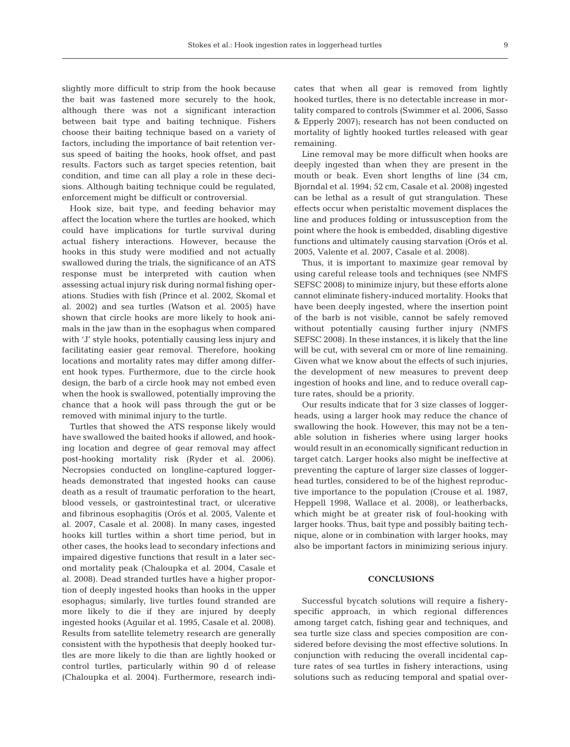slightly more difficult to strip from the hook because the bait was fastened more securely to the hook, although there was not a significant interaction between bait type and baiting technique. Fishers choose their baiting technique based on a variety of factors, including the importance of bait retention versus speed of baiting the hooks, hook offset, and past results. Factors such as target species retention, bait condition, and time can all play a role in these decisions. Although baiting technique could be regulated, enforcement might be difficult or controversial.

Hook size, bait type, and feeding behavior may affect the location where the turtles are hooked, which could have implications for turtle survival during actual fishery interactions. However, because the hooks in this study were modified and not actually swallowed during the trials, the significance of an ATS response must be interpreted with caution when assessing actual injury risk during normal fishing operations. Studies with fish (Prince et al. 2002, Skomal et al. 2002) and sea turtles (Watson et al. 2005) have shown that circle hooks are more likely to hook animals in the jaw than in the esophagus when compared with 'J' style hooks, potentially causing less injury and facilitating easier gear removal. Therefore, hooking locations and mortality rates may differ among different hook types. Furthermore, due to the circle hook design, the barb of a circle hook may not embed even when the hook is swallowed, potentially improving the chance that a hook will pass through the gut or be removed with minimal injury to the turtle.

Turtles that showed the ATS response likely would have swallowed the baited hooks if allowed, and hooking location and degree of gear removal may affect post-hooking mortality risk (Ryder et al. 2006). Necropsies conducted on longline-captured loggerheads demonstrated that ingested hooks can cause death as a result of traumatic perforation to the heart, blood vessels, or gastrointestinal tract, or ulcerative and fibrinous esophagitis (Orós et al. 2005, Valente et al. 2007, Casale et al. 2008). In many cases, ingested hooks kill turtles within a short time period, but in other cases, the hooks lead to secondary infections and impaired digestive functions that result in a later second mortality peak (Chaloupka et al. 2004, Casale et al. 2008). Dead stranded turtles have a higher proportion of deeply ingested hooks than hooks in the upper esophagus; similarly, live turtles found stranded are more likely to die if they are injured by deeply ingested hooks (Aguilar et al. 1995, Casale et al. 2008). Results from satellite telemetry research are generally consistent with the hypothesis that deeply hooked turtles are more likely to die than are lightly hooked or control turtles, particularly within 90 d of release (Chaloupka et al. 2004). Furthermore, research indicates that when all gear is removed from lightly hooked turtles, there is no detectable increase in mortality compared to controls (Swimmer et al. 2006, Sasso & Epperly 2007); research has not been conducted on mortality of lightly hooked turtles released with gear remaining.

Line removal may be more difficult when hooks are deeply ingested than when they are present in the mouth or beak. Even short lengths of line (34 cm, Bjorndal et al. 1994; 52 cm, Casale et al. 2008) ingested can be lethal as a result of gut strangulation. These effects occur when peristaltic movement displaces the line and produces folding or intussusception from the point where the hook is embedded, disabling digestive functions and ultimately causing starvation (Orós et al. 2005, Valente et al. 2007, Casale et al. 2008).

Thus, it is important to maximize gear removal by using careful release tools and techniques (see NMFS SEFSC 2008) to minimize injury, but these efforts alone cannot eliminate fishery-induced mortality. Hooks that have been deeply ingested, where the insertion point of the barb is not visible, cannot be safely removed without potentially causing further injury (NMFS SEFSC 2008). In these instances, it is likely that the line will be cut, with several cm or more of line remaining. Given what we know about the effects of such injuries, the development of new measures to prevent deep ingestion of hooks and line, and to reduce overall capture rates, should be a priority.

Our results indicate that for 3 size classes of loggerheads, using a larger hook may reduce the chance of swallowing the hook. However, this may not be a tenable solution in fisheries where using larger hooks would result in an economically significant reduction in target catch. Larger hooks also might be ineffective at preventing the capture of larger size classes of loggerhead turtles, considered to be of the highest reproductive importance to the population (Crouse et al. 1987, Heppell 1998, Wallace et al. 2008), or leatherbacks, which might be at greater risk of foul-hooking with larger hooks. Thus, bait type and possibly baiting technique, alone or in combination with larger hooks, may also be important factors in minimizing serious injury.

## CONCLUSIONS

Successful bycatch solutions will require a fishery-specific approach, in which regional differences among target catch, fishing gear and techniques, and sea turtle size class and species composition are considered before devising the most effective solutions. In conjunction with reducing the overall incidental capture rates of sea turtles in fishery interactions, using solutions such as reducing temporal and spatial over-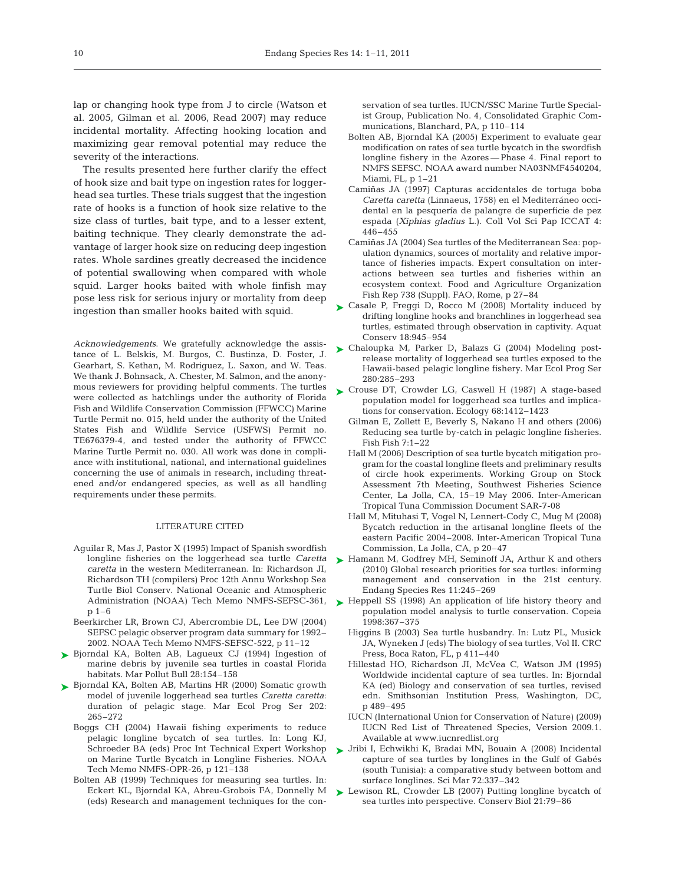lap or changing hook type from J to circle (Watson et al. 2005, Gilman et al. 2006, Read 2007) may reduce incidental mortality. Affecting hooking location and maximizing gear removal potential may reduce the severity of the interactions.

The results presented here further clarify the effect of hook size and bait type on ingestion rates for loggerhead sea turtles. These trials suggest that the ingestion rate of hooks is a function of hook size relative to the size class of turtles, bait type, and to a lesser extent, baiting technique. They clearly demonstrate the advantage of larger hook size on reducing deep ingestion rates. Whole sardines greatly decreased the incidence of potential swallowing when compared with whole squid. Larger hooks baited with whole finfish may pose less risk for serious injury or mortality from deep ingestion than smaller hooks baited with squid.

*Acknowledgements*. We gratefully acknowledge the assistance of L. Belskis, M. Burgos, C. Bustinza, D. Foster, J. Gearhart, S. Kethan, M. Rodriguez, L. Saxon, and W. Teas. We thank J. Bohnsack, A. Chester, M. Salmon, and the anonymous reviewers for providing helpful comments. The turtles were collected as hatchlings under the authority of Florida Fish and Wildlife Conservation Commission (FFWCC) Marine Turtle Permit no. 015, held under the authority of the United States Fish and Wildlife Service (USFWS) Permit no. TE676379-4, and tested under the authority of FFWCC Marine Turtle Permit no. 030. All work was done in compliance with institutional, national, and international guidelines concerning the use of animals in research, including threatened and/or endangered species, as well as all handling requirements under these permits.

## LITERATURE CITED

- Aguilar R, Mas J, Pastor X (1995) Impact of Spanish swordfish longline fisheries on the loggerhead sea turtle *Caretta caretta* in the western Mediterranean. In: Richardson JI, Richardson TH (compilers) Proc 12th Annu Workshop Sea Turtle Biol Conserv. National Oceanic and Atmospheric Administration (NOAA) Tech Memo NMFS-SEFSC-361, p 1–6
- Beerkircher LR, Brown CJ, Abercrombie DL, Lee DW (2004) SEFSC pelagic observer program data summary for 1992–2002. NOAA Tech Memo NMFS-SEFSC-522, p 11–12
- Bjorndal KA, Bolten AB, Lagueux CJ (1994) Ingestion of marine debris by juvenile sea turtles in coastal Florida habitats. Mar Pollut Bull 28:154–158
- Bjorndal KA, Bolten AB, Martins HR (2000) Somatic growth model of juvenile loggerhead sea turtles *Caretta caretta*: duration of pelagic stage. Mar Ecol Prog Ser 202: 265–272
- Boggs CH (2004) Hawaii fishing experiments to reduce pelagic longline bycatch of sea turtles. In: Long KJ, Schroeder BA (eds) Proc Int Technical Expert Workshop on Marine Turtle Bycatch in Longline Fisheries. NOAA Tech Memo NMFS-OPR-26, p 121–138
- Bolten AB (1999) Techniques for measuring sea turtles. In: Eckert KL, Bjorndal KA, Abreu-Grobois FA, Donnelly M (eds) Research and management techniques for the conservation of sea turtles. IUCN/SSC Marine Turtle Specialist Group, Publication No. 4, Consolidated Graphic Communications, Blanchard, PA, p 110–114
- Bolten AB, Bjorndal KA (2005) Experiment to evaluate gear modification on rates of sea turtle bycatch in the swordfish longline fishery in the Azores — Phase 4. Final report to NMFS SEFSC. NOAA award number NA03NMF4540204, Miami, FL, p 1–21
- Camiñas JA (1997) Capturas accidentales de tortuga boba *Caretta caretta* (Linnaeus, 1758) en el Mediterráneo occidental en la pesquería de palangre de superficie de pez espada (*Xiphias gladius* L.). Coll Vol Sci Pap ICCAT 4: 446–455
- Camiñas JA (2004) Sea turtles of the Mediterranean Sea: population dynamics, sources of mortality and relative importance of fisheries impacts. Expert consultation on interactions between sea turtles and fisheries within an ecosystem context. Food and Agriculture Organization Fish Rep 738 (Suppl). FAO, Rome, p 27–84
- Casale P, Freggi D, Rocco M (2008) Mortality induced by drifting longline hooks and branchlines in loggerhead sea turtles, estimated through observation in captivity. Aquat Conserv 18:945–954
- Chaloupka M, Parker D, Balazs G (2004) Modeling post-release mortality of loggerhead sea turtles exposed to the Hawaii-based pelagic longline fishery. Mar Ecol Prog Ser 280:285–293
- Crouse DT, Crowder LG, Caswell H (1987) A stage-based population model for loggerhead sea turtles and implications for conservation. Ecology 68:1412–1423
- Gilman E, Zollett E, Beverly S, Nakano H and others (2006) Reducing sea turtle by-catch in pelagic longline fisheries. Fish Fish 7:1–22
- Hall M (2006) Description of sea turtle bycatch mitigation program for the coastal longline fleets and preliminary results of circle hook experiments. Working Group on Stock Assessment 7th Meeting, Southwest Fisheries Science Center, La Jolla, CA, 15–19 May 2006. Inter-American Tropical Tuna Commission Document SAR-7-08
- Hall M, Mituhasi T, Vogel N, Lennert-Cody C, Mug M (2008) Bycatch reduction in the artisanal longline fleets of the eastern Pacific 2004–2008. Inter-American Tropical Tuna Commission, La Jolla, CA, p 20–47
- Hamann M, Godfrey MH, Seminoff JA, Arthur K and others (2010) Global research priorities for sea turtles: informing management and conservation in the 21st century. Endang Species Res 11:245–269
- Heppell SS (1998) An application of life history theory and population model analysis to turtle conservation. Copeia 1998:367–375
- Higgins B (2003) Sea turtle husbandry. In: Lutz PL, Musick JA, Wyneken J (eds) The biology of sea turtles, Vol II. CRC Press, Boca Raton, FL, p 411–440
- Hillestad HO, Richardson JI, McVea C, Watson JM (1995) Worldwide incidental capture of sea turtles. In: Bjorndal KA (ed) Biology and conservation of sea turtles, revised edn. Smithsonian Institution Press, Washington, DC, p 489–495
- IUCN (International Union for Conservation of Nature) (2009) IUCN Red List of Threatened Species, Version 2009.1. Available at www.iucnredlist.org
- Jribi I, Echwikhi K, Bradai MN, Bouain A (2008) Incidental capture of sea turtles by longlines in the Gulf of Gabès (south Tunisia): a comparative study between bottom and surface longlines. Sci Mar 72:337–342
- Lewison RL, Crowder LB (2007) Putting longline bycatch of sea turtles into perspective. Conserv Biol 21:79–86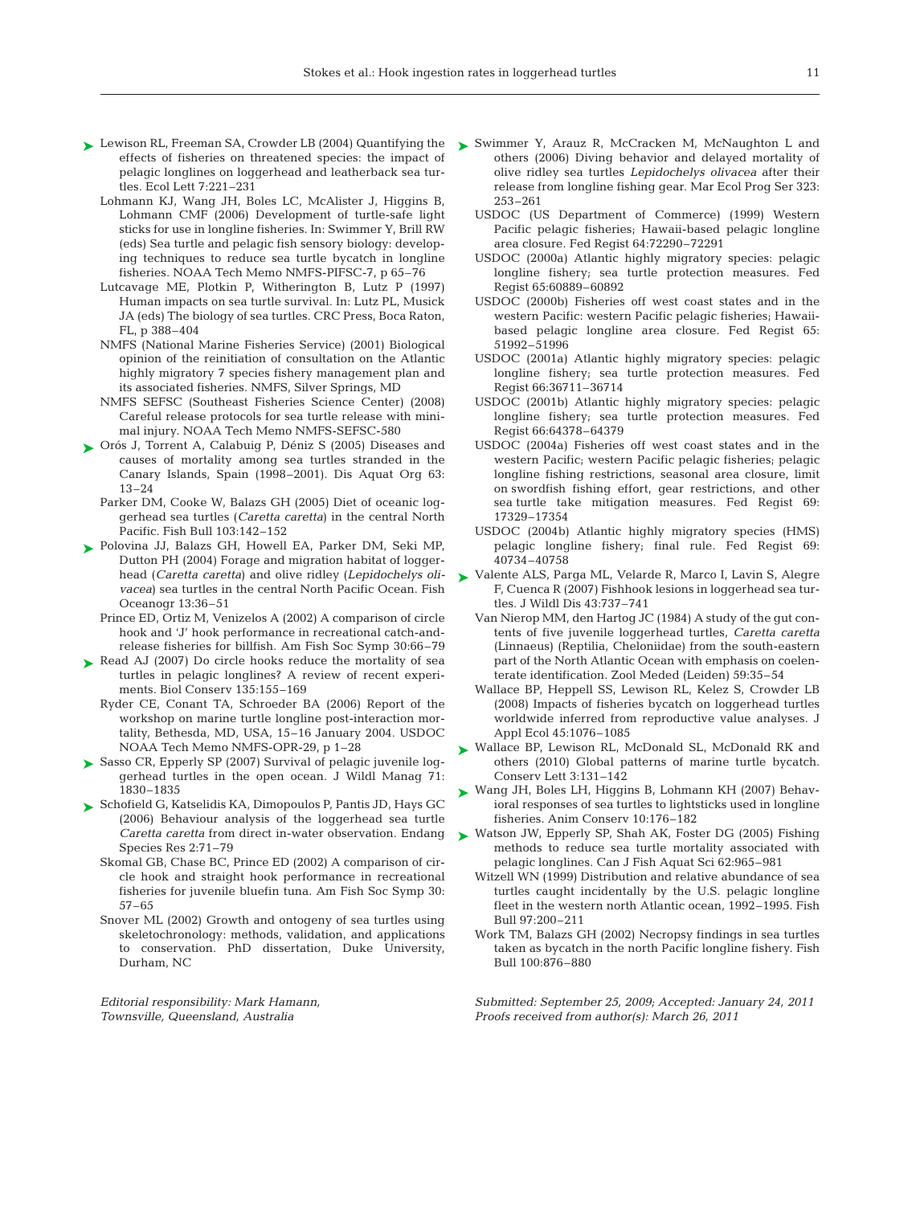Lewison RL, Freeman SA, Crowder LB (2004) Quantifying the effects of fisheries on threatened species: the impact of pelagic longlines on loggerhead and leatherback sea turtles. Ecol Lett 7:221–231

Lohmann KJ, Wang JH, Boles LC, McAlister J, Higgins B, Lohmann CMF (2006) Development of turtle-safe light sticks for use in longline fisheries. In: Swimmer Y, Brill RW (eds) Sea turtle and pelagic fish sensory biology: developing techniques to reduce sea turtle bycatch in longline fisheries. NOAA Tech Memo NMFS-PIFSC-7, p 65–76

Lutcavage ME, Plotkin P, Witherington B, Lutz P (1997) Human impacts on sea turtle survival. In: Lutz PL, Musick JA (eds) The biology of sea turtles. CRC Press, Boca Raton, FL, p 388–404

NMFS (National Marine Fisheries Service) (2001) Biological opinion of the reinitiation of consultation on the Atlantic highly migratory 7 species fishery management plan and its associated fisheries. NMFS, Silver Springs, MD

NMFS SEFSC (Southeast Fisheries Science Center) (2008) Careful release protocols for sea turtle release with minimal injury. NOAA Tech Memo NMFS-SEFSC-580

Orós J, Torrent A, Calabuig P, Déniz S (2005) Diseases and causes of mortality among sea turtles stranded in the Canary Islands, Spain (1998–2001). Dis Aquat Org 63: 13–24

Parker DM, Cooke W, Balazs GH (2005) Diet of oceanic loggerhead sea turtles (*Caretta caretta*) in the central North Pacific. Fish Bull 103:142–152

Polovina JJ, Balazs GH, Howell EA, Parker DM, Seki MP, Dutton PH (2004) Forage and migration habitat of loggerhead (*Caretta caretta*) and olive ridley (*Lepidochelys olivacea*) sea turtles in the central North Pacific Ocean. Fish Oceanogr 13:36–51

Prince ED, Ortiz M, Venizelos A (2002) A comparison of circle hook and 'J' hook performance in recreational catch-and-release fisheries for billfish. Am Fish Soc Symp 30:66–79

Read AJ (2007) Do circle hooks reduce the mortality of sea turtles in pelagic longlines? A review of recent experiments. Biol Conserv 135:155–169

Ryder CE, Conant TA, Schroeder BA (2006) Report of the workshop on marine turtle longline post-interaction mortality, Bethesda, MD, USA, 15–16 January 2004. USDOC NOAA Tech Memo NMFS-OPR-29, p 1–28

Sasso CR, Epperly SP (2007) Survival of pelagic juvenile loggerhead turtles in the open ocean. J Wildl Manag 71: 1830–1835

Schofield G, Katselidis KA, Dimopoulos P, Pantis JD, Hays GC (2006) Behaviour analysis of the loggerhead sea turtle *Caretta caretta* from direct in-water observation. Endang Species Res 2:71–79

Skomal GB, Chase BC, Prince ED (2002) A comparison of circle hook and straight hook performance in recreational fisheries for juvenile bluefin tuna. Am Fish Soc Symp 30: 57–65

Snover ML (2002) Growth and ontogeny of sea turtles using skeletochronology: methods, validation, and applications to conservation. PhD dissertation, Duke University, Durham, NC

Swimmer Y, Arauz R, McCracken M, McNaughton L and others (2006) Diving behavior and delayed mortality of olive ridley sea turtles *Lepidochelys olivacea* after their release from longline fishing gear. Mar Ecol Prog Ser 323: 253–261

USDOC (US Department of Commerce) (1999) Western Pacific pelagic fisheries; Hawaii-based pelagic longline area closure. Fed Regist 64:72290–72291

USDOC (2000a) Atlantic highly migratory species: pelagic longline fishery; sea turtle protection measures. Fed Regist 65:60889–60892

USDOC (2000b) Fisheries off west coast states and in the western Pacific: western Pacific pelagic fisheries; Hawaii-based pelagic longline area closure. Fed Regist 65: 51992–51996

USDOC (2001a) Atlantic highly migratory species: pelagic longline fishery; sea turtle protection measures. Fed Regist 66:36711–36714

USDOC (2001b) Atlantic highly migratory species: pelagic longline fishery; sea turtle protection measures. Fed Regist 66:64378–64379

USDOC (2004a) Fisheries off west coast states and in the western Pacific; western Pacific pelagic fisheries; pelagic longline fishing restrictions, seasonal area closure, limit on swordfish fishing effort, gear restrictions, and other sea turtle take mitigation measures. Fed Regist 69: 17329–17354

USDOC (2004b) Atlantic highly migratory species (HMS) pelagic longline fishery; final rule. Fed Regist 69: 40734–40758

Valente ALS, Parga ML, Velarde R, Marco I, Lavin S, Alegre F, Cuenca R (2007) Fishhook lesions in loggerhead sea turtles. J Wildl Dis 43:737–741

Van Nierop MM, den Hartog JC (1984) A study of the gut contents of five juvenile loggerhead turtles, *Caretta caretta* (Linnaeus) (Reptilia, Cheloniidae) from the south-eastern part of the North Atlantic Ocean with emphasis on coelenterate identification. Zool Meded (Leiden) 59:35–54

Wallace BP, Heppell SS, Lewison RL, Kelez S, Crowder LB (2008) Impacts of fisheries bycatch on loggerhead turtles worldwide inferred from reproductive value analyses. J Appl Ecol 45:1076–1085

Wallace BP, Lewison RL, McDonald SL, McDonald RK and others (2010) Global patterns of marine turtle bycatch. Conserv Lett 3:131–142

Wang JH, Boles LH, Higgins B, Lohmann KH (2007) Behavioral responses of sea turtles to lightsticks used in longline fisheries. Anim Conserv 10:176–182

Watson JW, Epperly SP, Shah AK, Foster DG (2005) Fishing methods to reduce sea turtle mortality associated with pelagic longlines. Can J Fish Aquat Sci 62:965–981

Witzell WN (1999) Distribution and relative abundance of sea turtles caught incidentally by the U.S. pelagic longline fleet in the western north Atlantic ocean, 1992–1995. Fish Bull 97:200–211

Work TM, Balazs GH (2002) Necropsy findings in sea turtles taken as bycatch in the north Pacific longline fishery. Fish Bull 100:876–880

*Editorial responsibility: Mark Hamann, Townsville, Queensland, Australia*

*Submitted: September 25, 2009; Accepted: January 24, 2011*
*Proofs received from author(s): March 26, 2011*